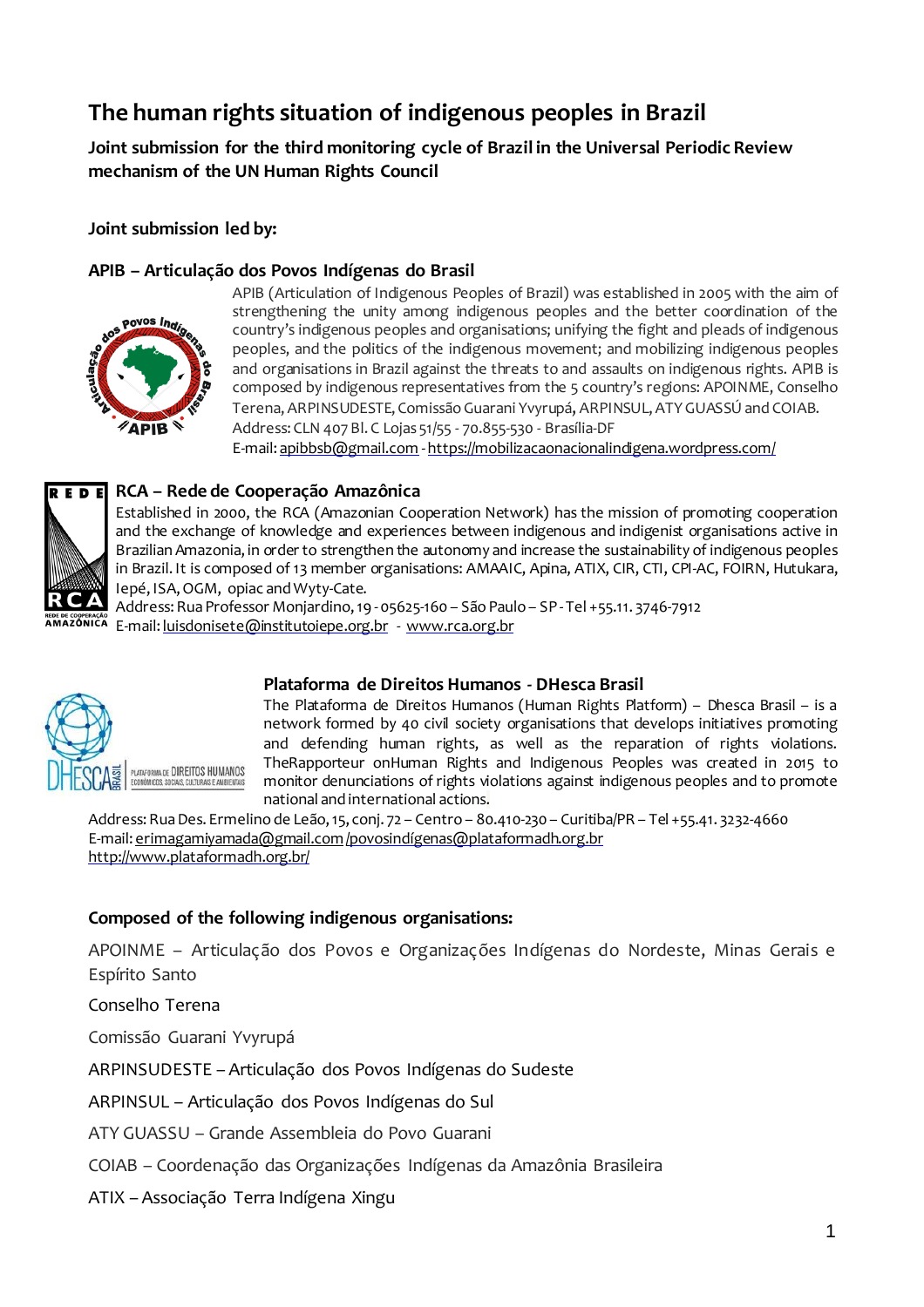# The human rights situation of indigenous peoples in Brazil

**Joint submission for the third monitoring cycle of Brazil in the Universal Periodic Review mechanism of the UN Human Rights Council**

**Joint submission led by:**

### APIB – Articulação dos Povos Indígenas do Brasil

APIB (Articulation of Indigenous Peoples of Brazil) was established in 2005 with the aim of strengthening the unity among indigenous peoples and the better coordination of the country's indigenous peoples and organisations; unifying the fight and pleads of indigenous peoples, and the politics of the indigenous movement; and mobilizing indigenous peoples and organisations in Brazil against the threats to and assaults on indigenous rights. APIB is composed by indigenous representatives from the 5 country's regions: APOINME, Conselho Terena, ARPINSUDESTE, Comissão Guarani Yvyrupá, ARPINSUL, ATY GUASSÚ and COIAB.
Address: CLN 407 Bl. C Lojas 51/55 - 70.855-530 - Brasília-DF
E-mail: apibbsb@gmail.com - https://mobilizacaonacionalindigena.wordpress.com/

### RCA – Rede de Cooperação Amazônica

Established in 2000, the RCA (Amazonian Cooperation Network) has the mission of promoting cooperation and the exchange of knowledge and experiences between indigenous and indigenist organisations active in Brazilian Amazonia, in order to strengthen the autonomy and increase the sustainability of indigenous peoples in Brazil. It is composed of 13 member organisations: AMAAIC, Apina, ATIX, CIR, CTI, CPI-AC, FOIRN, Hutukara, Iepé, ISA, OGM, opiac and Wyty-Cate.
Address: Rua Professor Monjardino, 19 - 05625-160 – São Paulo – SP - Tel +55.11. 3746-7912
E-mail: luisdonisete@institutoiepe.org.br - www.rca.org.br

### Plataforma de Direitos Humanos - DHesca Brasil

The Plataforma de Direitos Humanos (Human Rights Platform) – Dhesca Brasil – is a network formed by 40 civil society organisations that develops initiatives promoting and defending human rights, as well as the reparation of rights violations. TheRapporteur onHuman Rights and Indigenous Peoples was created in 2015 to monitor denunciations of rights violations against indigenous peoples and to promote national and international actions.
Address: Rua Des. Ermelino de Leão, 15, conj. 72 – Centro – 80.410-230 – Curitiba/PR – Tel +55.41. 3232-4660
E-mail: erimagamiyamada@gmail.com /povosindígenas@plataformadh.org.br
http://www.plataformadh.org.br/

**Composed of the following indigenous organisations:**

APOINME – Articulação dos Povos e Organizações Indígenas do Nordeste, Minas Gerais e Espírito Santo

Conselho Terena

Comissão Guarani Yvyrupá

ARPINSUDESTE – Articulação dos Povos Indígenas do Sudeste

ARPINSUL – Articulação dos Povos Indígenas do Sul

ATY GUASSU – Grande Assembleia do Povo Guarani

COIAB – Coordenação das Organizações Indígenas da Amazônia Brasileira

ATIX – Associação Terra Indígena Xingu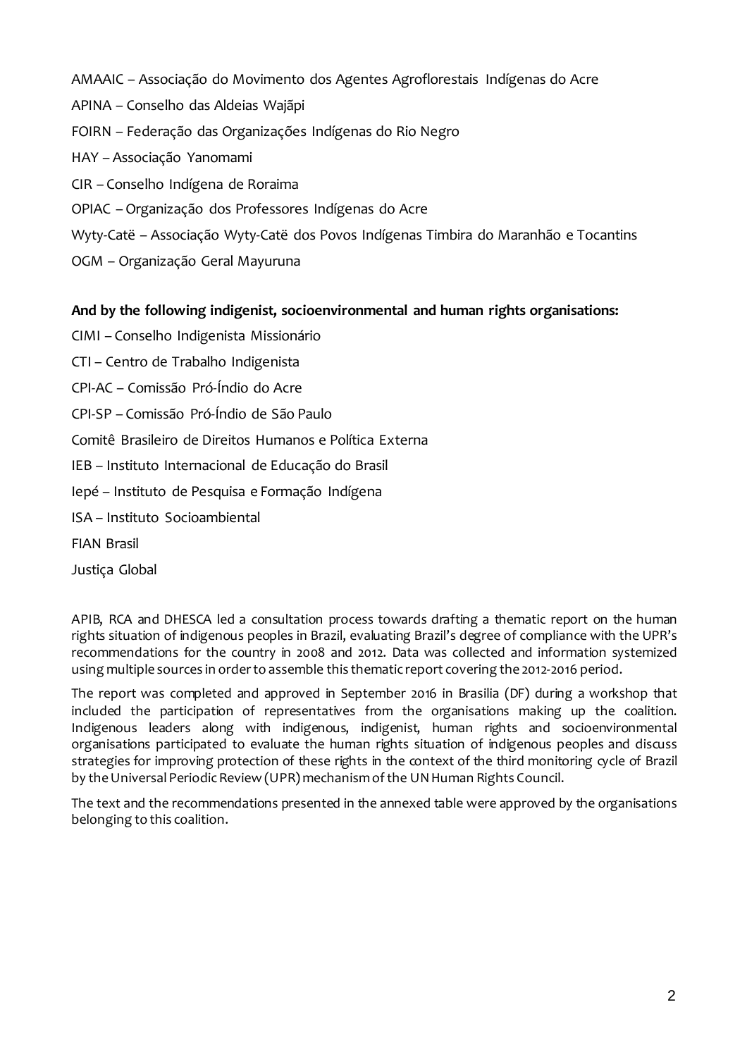AMAAIC – Associação do Movimento dos Agentes Agroflorestais Indígenas do Acre

APINA – Conselho das Aldeias Wajãpi

FOIRN – Federação das Organizações Indígenas do Rio Negro

HAY – Associação Yanomami

CIR – Conselho Indígena de Roraima

OPIAC – Organização dos Professores Indígenas do Acre

Wyty-Catë – Associação Wyty-Catë dos Povos Indígenas Timbira do Maranhão e Tocantins

OGM – Organização Geral Mayuruna

**And by the following indigenist, socioenvironmental and human rights organisations:**

CIMI – Conselho Indigenista Missionário

CTI – Centro de Trabalho Indigenista

CPI-AC – Comissão Pró-Índio do Acre

CPI-SP – Comissão Pró-Índio de São Paulo

Comitê Brasileiro de Direitos Humanos e Política Externa

IEB – Instituto Internacional de Educação do Brasil

Iepé – Instituto de Pesquisa e Formação Indígena

ISA – Instituto Socioambiental

FIAN Brasil

Justiça Global

APIB, RCA and DHESCA led a consultation process towards drafting a thematic report on the human rights situation of indigenous peoples in Brazil, evaluating Brazil's degree of compliance with the UPR's recommendations for the country in 2008 and 2012. Data was collected and information systemized using multiple sources in order to assemble this thematic report covering the 2012-2016 period.

The report was completed and approved in September 2016 in Brasilia (DF) during a workshop that included the participation of representatives from the organisations making up the coalition. Indigenous leaders along with indigenous, indigenist, human rights and socioenvironmental organisations participated to evaluate the human rights situation of indigenous peoples and discuss strategies for improving protection of these rights in the context of the third monitoring cycle of Brazil by the Universal Periodic Review (UPR) mechanism of the UN Human Rights Council.

The text and the recommendations presented in the annexed table were approved by the organisations belonging to this coalition.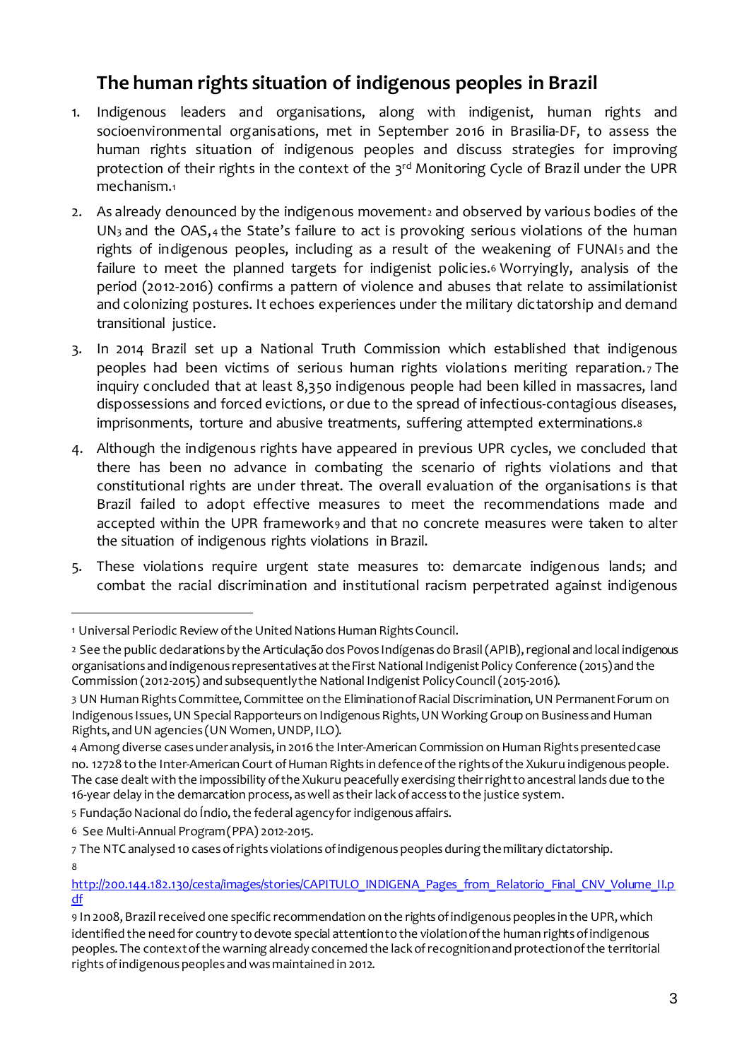## The human rights situation of indigenous peoples in Brazil

1. Indigenous leaders and organisations, along with indigenist, human rights and socioenvironmental organisations, met in September 2016 in Brasilia-DF, to assess the human rights situation of indigenous peoples and discuss strategies for improving protection of their rights in the context of the 3rd Monitoring Cycle of Brazil under the UPR mechanism.[1]

2. As already denounced by the indigenous movement[2] and observed by various bodies of the UN[3] and the OAS,[4] the State's failure to act is provoking serious violations of the human rights of indigenous peoples, including as a result of the weakening of FUNAI[5] and the failure to meet the planned targets for indigenist policies.[6] Worryingly, analysis of the period (2012-2016) confirms a pattern of violence and abuses that relate to assimilationist and colonizing postures. It echoes experiences under the military dictatorship and demand transitional justice.

3. In 2014 Brazil set up a National Truth Commission which established that indigenous peoples had been victims of serious human rights violations meriting reparation.[7] The inquiry concluded that at least 8,350 indigenous people had been killed in massacres, land dispossessions and forced evictions, or due to the spread of infectious-contagious diseases, imprisonments, torture and abusive treatments, suffering attempted exterminations.[8]

4. Although the indigenous rights have appeared in previous UPR cycles, we concluded that there has been no advance in combating the scenario of rights violations and that constitutional rights are under threat. The overall evaluation of the organisations is that Brazil failed to adopt effective measures to meet the recommendations made and accepted within the UPR framework[9] and that no concrete measures were taken to alter the situation of indigenous rights violations in Brazil.

5. These violations require urgent state measures to: demarcate indigenous lands; and combat the racial discrimination and institutional racism perpetrated against indigenous

---

[1] Universal Periodic Review of the United Nations Human Rights Council.

[2] See the public declarations by the Articulação dos Povos Indígenas do Brasil (APIB), regional and local indigenous organisations and indigenous representatives at the First National Indigenist Policy Conference (2015) and the Commission (2012-2015) and subsequently the National Indigenist Policy Council (2015-2016).

[3] UN Human Rights Committee, Committee on the Elimination of Racial Discrimination, UN Permanent Forum on Indigenous Issues, UN Special Rapporteurs on Indigenous Rights, UN Working Group on Business and Human Rights, and UN agencies (UN Women, UNDP, ILO).

[4] Among diverse cases under analysis, in 2016 the Inter-American Commission on Human Rights presented case no. 12728 to the Inter-American Court of Human Rights in defence of the rights of the Xukuru indigenous people. The case dealt with the impossibility of the Xukuru peacefully exercising their right to ancestral lands due to the 16-year delay in the demarcation process, as well as their lack of access to the justice system.

[5] Fundação Nacional do Índio, the federal agency for indigenous affairs.

[6] See Multi-Annual Program (PPA) 2012-2015.

[7] The NTC analysed 10 cases of rights violations of indigenous peoples during the military dictatorship.

[8] http://200.144.182.130/cesta/images/stories/CAPITULO_INDIGENA_Pages_from_Relatorio_Final_CNV_Volume_II.pdf

[9] In 2008, Brazil received one specific recommendation on the rights of indigenous peoples in the UPR, which identified the need for country to devote special attention to the violation of the human rights of indigenous peoples. The context of the warning already concerned the lack of recognition and protection of the territorial rights of indigenous peoples and was maintained in 2012.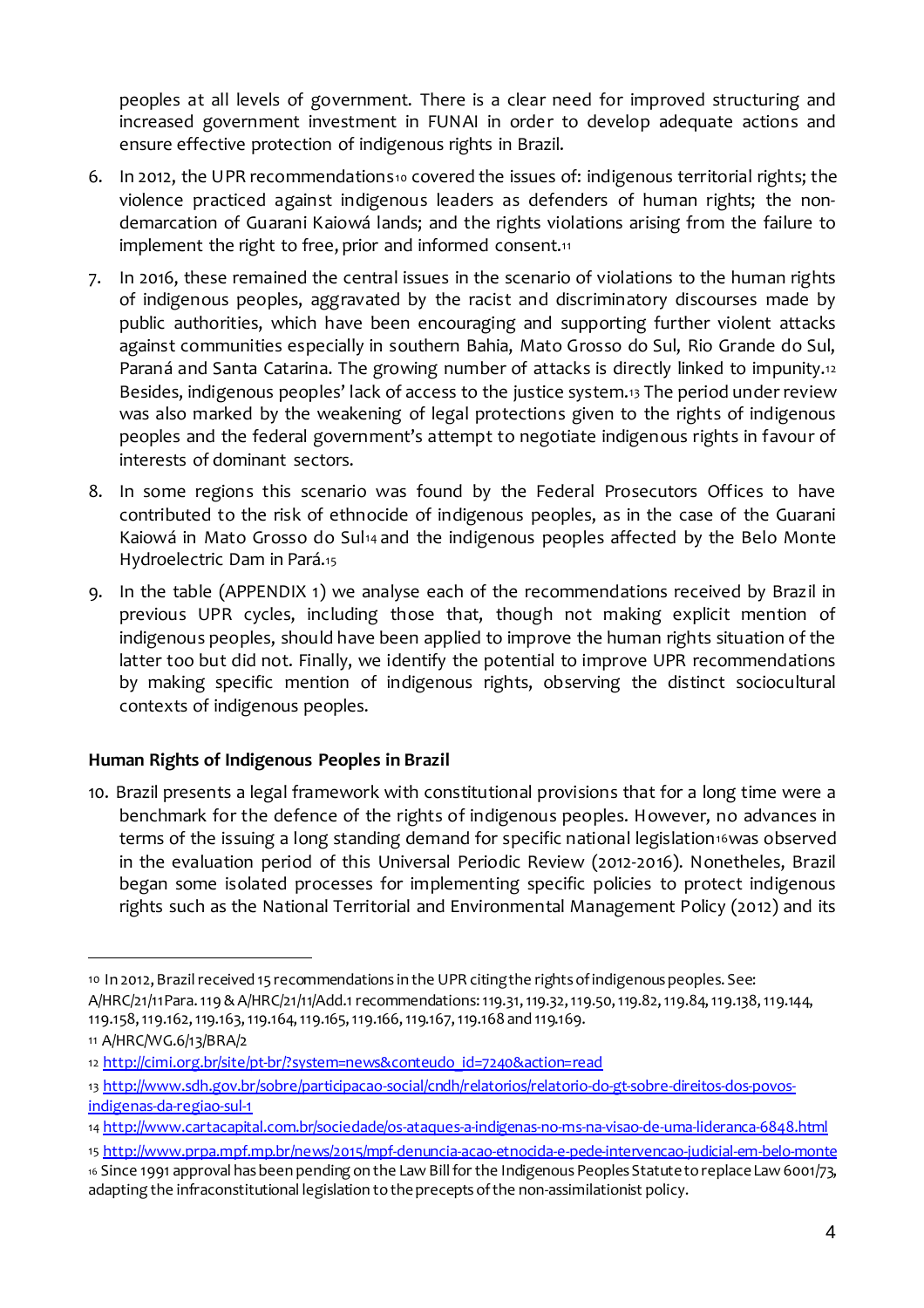peoples at all levels of government. There is a clear need for improved structuring and increased government investment in FUNAI in order to develop adequate actions and ensure effective protection of indigenous rights in Brazil.

6. In 2012, the UPR recommendations[10] covered the issues of: indigenous territorial rights; the violence practiced against indigenous leaders as defenders of human rights; the non-demarcation of Guarani Kaiowá lands; and the rights violations arising from the failure to implement the right to free, prior and informed consent.[11]

7. In 2016, these remained the central issues in the scenario of violations to the human rights of indigenous peoples, aggravated by the racist and discriminatory discourses made by public authorities, which have been encouraging and supporting further violent attacks against communities especially in southern Bahia, Mato Grosso do Sul, Rio Grande do Sul, Paraná and Santa Catarina. The growing number of attacks is directly linked to impunity.[12] Besides, indigenous peoples' lack of access to the justice system.[13] The period under review was also marked by the weakening of legal protections given to the rights of indigenous peoples and the federal government's attempt to negotiate indigenous rights in favour of interests of dominant sectors.

8. In some regions this scenario was found by the Federal Prosecutors Offices to have contributed to the risk of ethnocide of indigenous peoples, as in the case of the Guarani Kaiowá in Mato Grosso do Sul[14] and the indigenous peoples affected by the Belo Monte Hydroelectric Dam in Pará.[15]

9. In the table (APPENDIX 1) we analyse each of the recommendations received by Brazil in previous UPR cycles, including those that, though not making explicit mention of indigenous peoples, should have been applied to improve the human rights situation of the latter too but did not. Finally, we identify the potential to improve UPR recommendations by making specific mention of indigenous rights, observing the distinct sociocultural contexts of indigenous peoples.

**Human Rights of Indigenous Peoples in Brazil**

10. Brazil presents a legal framework with constitutional provisions that for a long time were a benchmark for the defence of the rights of indigenous peoples. However, no advances in terms of the issuing a long standing demand for specific national legislation[16] was observed in the evaluation period of this Universal Periodic Review (2012-2016). Nonetheles, Brazil began some isolated processes for implementing specific policies to protect indigenous rights such as the National Territorial and Environmental Management Policy (2012) and its

---

[10] In 2012, Brazil received 15 recommendations in the UPR citing the rights of indigenous peoples. See: A/HRC/21/11 Para. 119 & A/HRC/21/11/Add.1 recommendations: 119.31, 119.32, 119.50, 119.82, 119.84, 119.138, 119.144, 119.158, 119.162, 119.163, 119.164, 119.165, 119.166, 119.167, 119.168 and 119.169.

[11] A/HRC/WG.6/13/BRA/2

[12] http://cimi.org.br/site/pt-br/?system=news&conteudo_id=7240&action=read

[13] http://www.sdh.gov.br/sobre/participacao-social/cndh/relatorios/relatorio-do-gt-sobre-direitos-dos-povos-indigenas-da-regiao-sul-1

[14] http://www.cartacapital.com.br/sociedade/os-ataques-a-indigenas-no-ms-na-visao-de-uma-lideranca-6848.html

[15] http://www.prpa.mpf.mp.br/news/2015/mpf-denuncia-acao-etnocida-e-pede-intervencao-judicial-em-belo-monte

[16] Since 1991 approval has been pending on the Law Bill for the Indigenous Peoples Statute to replace Law 6001/73, adapting the infraconstitutional legislation to the precepts of the non-assimilationist policy.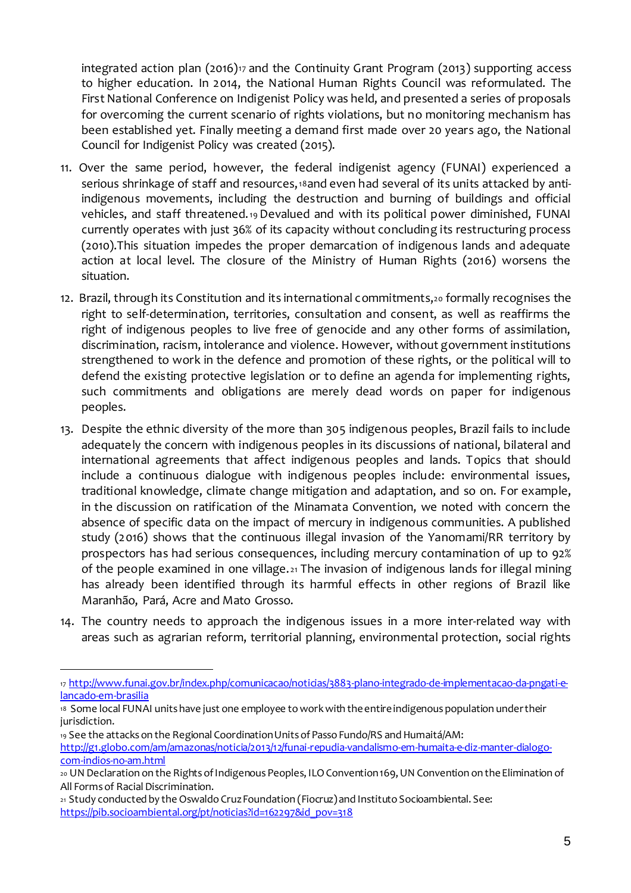integrated action plan (2016)[17] and the Continuity Grant Program (2013) supporting access to higher education. In 2014, the National Human Rights Council was reformulated. The First National Conference on Indigenist Policy was held, and presented a series of proposals for overcoming the current scenario of rights violations, but no monitoring mechanism has been established yet. Finally meeting a demand first made over 20 years ago, the National Council for Indigenist Policy was created (2015).

11. Over the same period, however, the federal indigenist agency (FUNAI) experienced a serious shrinkage of staff and resources,[18] and even had several of its units attacked by anti-indigenous movements, including the destruction and burning of buildings and official vehicles, and staff threatened.[19] Devalued and with its political power diminished, FUNAI currently operates with just 36% of its capacity without concluding its restructuring process (2010).This situation impedes the proper demarcation of indigenous lands and adequate action at local level. The closure of the Ministry of Human Rights (2016) worsens the situation.

12. Brazil, through its Constitution and its international commitments,[20] formally recognises the right to self-determination, territories, consultation and consent, as well as reaffirms the right of indigenous peoples to live free of genocide and any other forms of assimilation, discrimination, racism, intolerance and violence. However, without government institutions strengthened to work in the defence and promotion of these rights, or the political will to defend the existing protective legislation or to define an agenda for implementing rights, such commitments and obligations are merely dead words on paper for indigenous peoples.

13. Despite the ethnic diversity of the more than 305 indigenous peoples, Brazil fails to include adequately the concern with indigenous peoples in its discussions of national, bilateral and international agreements that affect indigenous peoples and lands. Topics that should include a continuous dialogue with indigenous peoples include: environmental issues, traditional knowledge, climate change mitigation and adaptation, and so on. For example, in the discussion on ratification of the Minamata Convention, we noted with concern the absence of specific data on the impact of mercury in indigenous communities. A published study (2016) shows that the continuous illegal invasion of the Yanomami/RR territory by prospectors has had serious consequences, including mercury contamination of up to 92% of the people examined in one village.[21] The invasion of indigenous lands for illegal mining has already been identified through its harmful effects in other regions of Brazil like Maranhão, Pará, Acre and Mato Grosso.

14. The country needs to approach the indigenous issues in a more inter-related way with areas such as agrarian reform, territorial planning, environmental protection, social rights

---

[17] http://www.funai.gov.br/index.php/comunicacao/noticias/3883-plano-integrado-de-implementacao-da-pngati-e-lancado-em-brasilia

[18] Some local FUNAI units have just one employee to work with the entire indigenous population under their jurisdiction.

[19] See the attacks on the Regional Coordination Units of Passo Fundo/RS and Humaitá/AM: http://g1.globo.com/am/amazonas/noticia/2013/12/funai-repudia-vandalismo-em-humaita-e-diz-manter-dialogo-com-indios-no-am.html

[20] UN Declaration on the Rights of Indigenous Peoples, ILO Convention 169, UN Convention on the Elimination of All Forms of Racial Discrimination.

[21] Study conducted by the Oswaldo Cruz Foundation (Fiocruz) and Instituto Socioambiental. See: https://pib.socioambiental.org/pt/noticias?id=162297&id_pov=318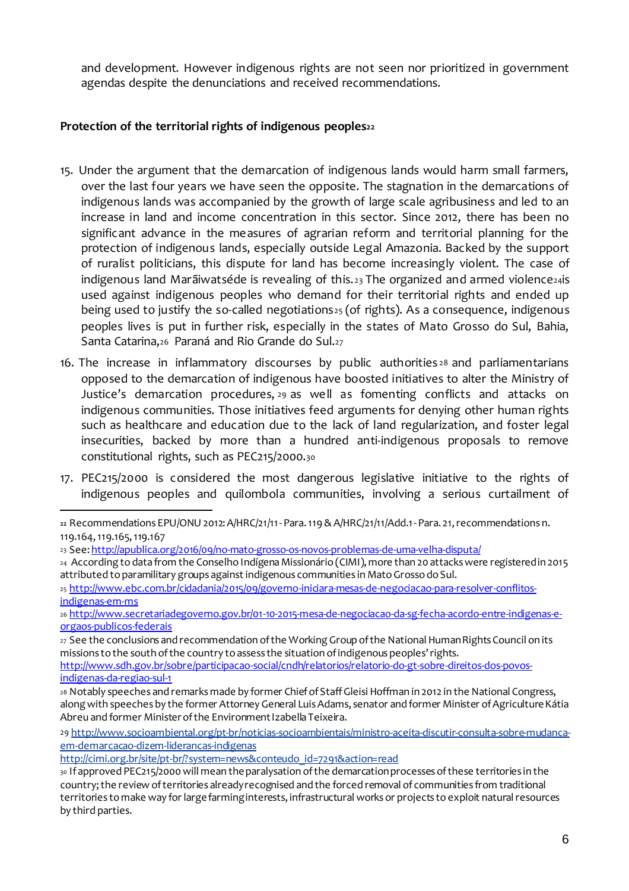and development. However indigenous rights are not seen nor prioritized in government agendas despite the denunciations and received recommendations.

**Protection of the territorial rights of indigenous peoples**[22]

15. Under the argument that the demarcation of indigenous lands would harm small farmers, over the last four years we have seen the opposite. The stagnation in the demarcations of indigenous lands was accompanied by the growth of large scale agribusiness and led to an increase in land and income concentration in this sector. Since 2012, there has been no significant advance in the measures of agrarian reform and territorial planning for the protection of indigenous lands, especially outside Legal Amazonia. Backed by the support of ruralist politicians, this dispute for land has become increasingly violent. The case of indigenous land Marãiwatséde is revealing of this.[23] The organized and armed violence[24] is used against indigenous peoples who demand for their territorial rights and ended up being used to justify the so-called negotiations[25] (of rights). As a consequence, indigenous peoples lives is put in further risk, especially in the states of Mato Grosso do Sul, Bahia, Santa Catarina,[26] Paraná and Rio Grande do Sul.[27]

16. The increase in inflammatory discourses by public authorities[28] and parliamentarians opposed to the demarcation of indigenous have boosted initiatives to alter the Ministry of Justice's demarcation procedures,[29] as well as fomenting conflicts and attacks on indigenous communities. Those initiatives feed arguments for denying other human rights such as healthcare and education due to the lack of land regularization, and foster legal insecurities, backed by more than a hundred anti-indigenous proposals to remove constitutional rights, such as PEC215/2000.[30]

17. PEC215/2000 is considered the most dangerous legislative initiative to the rights of indigenous peoples and quilombola communities, involving a serious curtailment of

---

[22] Recommendations EPU/ONU 2012: A/HRC/21/11 - Para. 119 & A/HRC/21/11/Add.1 - Para. 21, recommendations n. 119.164, 119.165, 119.167

[23] See: http://apublica.org/2016/09/no-mato-grosso-os-novos-problemas-de-uma-velha-disputa/

[24] According to data from the Conselho Indígena Missionário (CIMI), more than 20 attacks were registered in 2015 attributed to paramilitary groups against indigenous communities in Mato Grosso do Sul.

[25] http://www.ebc.com.br/cidadania/2015/09/governo-iniciara-mesas-de-negociacao-para-resolver-conflitos-indigenas-em-ms

[26] http://www.secretariadegoverno.gov.br/01-10-2015-mesa-de-negociacao-da-sg-fecha-acordo-entre-indigenas-e-orgaos-publicos-federais

[27] See the conclusions and recommendation of the Working Group of the National Human Rights Council on its missions to the south of the country to assess the situation of indigenous peoples' rights. http://www.sdh.gov.br/sobre/participacao-social/cndh/relatorios/relatorio-do-gt-sobre-direitos-dos-povos-indigenas-da-regiao-sul-1

[28] Notably speeches and remarks made by former Chief of Staff Gleisi Hoffman in 2012 in the National Congress, along with speeches by the former Attorney General Luis Adams, senator and former Minister of Agriculture Kátia Abreu and former Minister of the Environment Izabella Teixeira.

[29] http://www.socioambiental.org/pt-br/noticias-socioambientais/ministro-aceita-discutir-consulta-sobre-mudanca-em-demarcacao-dizem-liderancas-indigenas
http://cimi.org.br/site/pt-br/?system=news&conteudo_id=7291&action=read

[30] If approved PEC215/2000 will mean the paralysation of the demarcation processes of these territories in the country; the review of territories already recognised and the forced removal of communities from traditional territories to make way for large farming interests, infrastructural works or projects to exploit natural resources by third parties.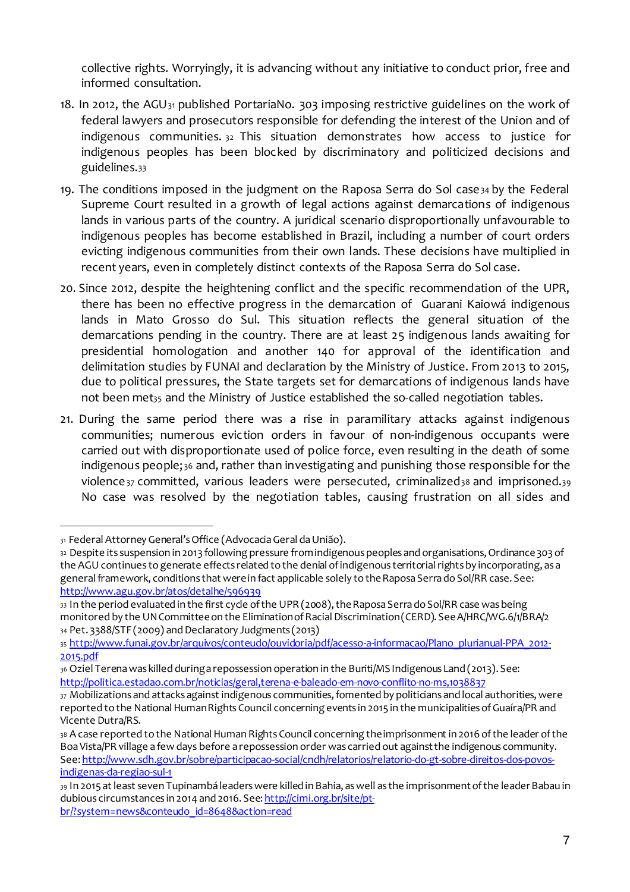collective rights. Worryingly, it is advancing without any initiative to conduct prior, free and informed consultation.

18. In 2012, the AGU[31] published PortariaNo. 303 imposing restrictive guidelines on the work of federal lawyers and prosecutors responsible for defending the interest of the Union and of indigenous communities.[32] This situation demonstrates how access to justice for indigenous peoples has been blocked by discriminatory and politicized decisions and guidelines.[33]

19. The conditions imposed in the judgment on the Raposa Serra do Sol case[34] by the Federal Supreme Court resulted in a growth of legal actions against demarcations of indigenous lands in various parts of the country. A juridical scenario disproportionally unfavourable to indigenous peoples has become established in Brazil, including a number of court orders evicting indigenous communities from their own lands. These decisions have multiplied in recent years, even in completely distinct contexts of the Raposa Serra do Sol case.

20. Since 2012, despite the heightening conflict and the specific recommendation of the UPR, there has been no effective progress in the demarcation of Guarani Kaiowá indigenous lands in Mato Grosso do Sul. This situation reflects the general situation of the demarcations pending in the country. There are at least 25 indigenous lands awaiting for presidential homologation and another 140 for approval of the identification and delimitation studies by FUNAI and declaration by the Ministry of Justice. From 2013 to 2015, due to political pressures, the State targets set for demarcations of indigenous lands have not been met[35] and the Ministry of Justice established the so-called negotiation tables.

21. During the same period there was a rise in paramilitary attacks against indigenous communities; numerous eviction orders in favour of non-indigenous occupants were carried out with disproportionate used of police force, even resulting in the death of some indigenous people;[36] and, rather than investigating and punishing those responsible for the violence[37] committed, various leaders were persecuted, criminalized[38] and imprisoned.[39] No case was resolved by the negotiation tables, causing frustration on all sides and

---

[31] Federal Attorney General's Office (Advocacia Geral da União).

[32] Despite its suspension in 2013 following pressure from indigenous peoples and organisations, Ordinance 303 of the AGU continues to generate effects related to the denial of indigenous territorial rights by incorporating, as a general framework, conditions that were in fact applicable solely to the Raposa Serra do Sol/RR case. See: http://www.agu.gov.br/atos/detalhe/596939

[33] In the period evaluated in the first cycle of the UPR (2008), the Raposa Serra do Sol/RR case was being monitored by the UN Committee on the Elimination of Racial Discrimination (CERD). See A/HRC/WG.6/1/BRA/2

[34] Pet. 3388/STF (2009) and Declaratory Judgments (2013)

[35] http://www.funai.gov.br/arquivos/conteudo/ouvidoria/pdf/acesso-a-informacao/Plano_plurianual-PPA_2012-2015.pdf

[36] Oziel Terena was killed during a repossession operation in the Buriti/MS Indigenous Land (2013). See: http://politica.estadao.com.br/noticias/geral,terena-e-baleado-em-novo-conflito-no-ms,1038837

[37] Mobilizations and attacks against indigenous communities, fomented by politicians and local authorities, were reported to the National Human Rights Council concerning events in 2015 in the municipalities of Guaíra/PR and Vicente Dutra/RS.

[38] A case reported to the National Human Rights Council concerning the imprisonment in 2016 of the leader of the Boa Vista/PR village a few days before a repossession order was carried out against the indigenous community. See: http://www.sdh.gov.br/sobre/participacao-social/cndh/relatorios/relatorio-do-gt-sobre-direitos-dos-povos-indigenas-da-regiao-sul-1

[39] In 2015 at least seven Tupinambá leaders were killed in Bahia, as well as the imprisonment of the leader Babau in dubious circumstances in 2014 and 2016. See: http://cimi.org.br/site/pt-br/?system=news&conteudo_id=8648&action=read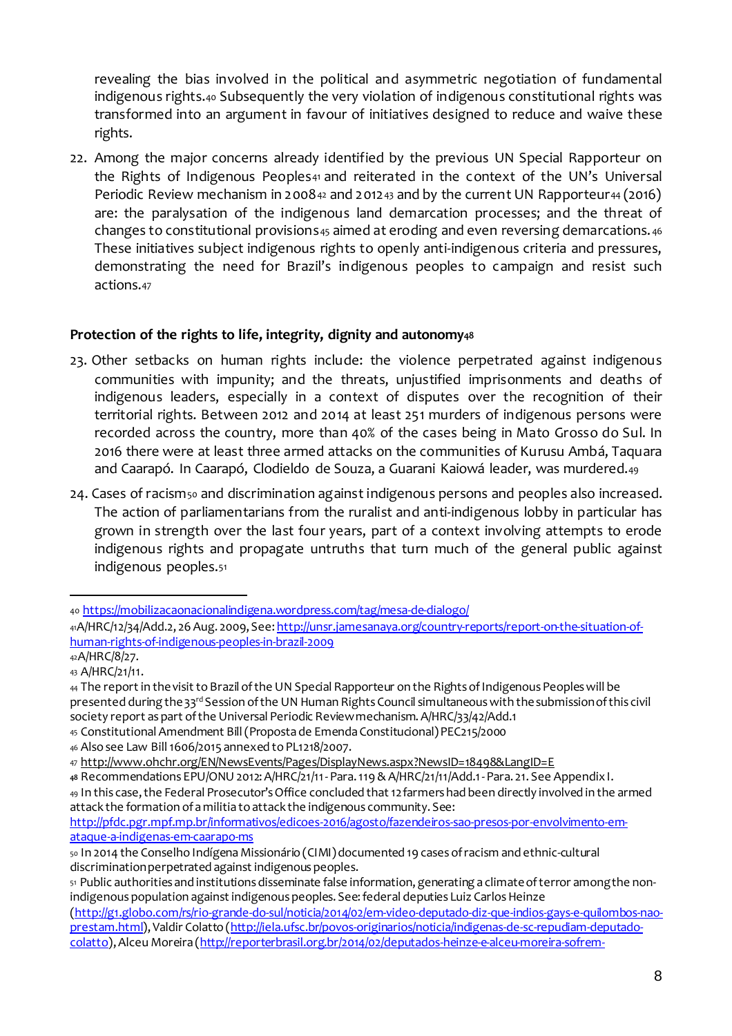revealing the bias involved in the political and asymmetric negotiation of fundamental indigenous rights.[40] Subsequently the very violation of indigenous constitutional rights was transformed into an argument in favour of initiatives designed to reduce and waive these rights.

22. Among the major concerns already identified by the previous UN Special Rapporteur on the Rights of Indigenous Peoples[41] and reiterated in the context of the UN's Universal Periodic Review mechanism in 2008[42] and 2012[43] and by the current UN Rapporteur[44] (2016) are: the paralysation of the indigenous land demarcation processes; and the threat of changes to constitutional provisions[45] aimed at eroding and even reversing demarcations.[46] These initiatives subject indigenous rights to openly anti-indigenous criteria and pressures, demonstrating the need for Brazil's indigenous peoples to campaign and resist such actions.[47]

### Protection of the rights to life, integrity, dignity and autonomy[48]

23. Other setbacks on human rights include: the violence perpetrated against indigenous communities with impunity; and the threats, unjustified imprisonments and deaths of indigenous leaders, especially in a context of disputes over the recognition of their territorial rights. Between 2012 and 2014 at least 251 murders of indigenous persons were recorded across the country, more than 40% of the cases being in Mato Grosso do Sul. In 2016 there were at least three armed attacks on the communities of Kurusu Ambá, Taquara and Caarapó. In Caarapó, Clodieldo de Souza, a Guarani Kaiowá leader, was murdered.[49]

24. Cases of racism[50] and discrimination against indigenous persons and peoples also increased. The action of parliamentarians from the ruralist and anti-indigenous lobby in particular has grown in strength over the last four years, part of a context involving attempts to erode indigenous rights and propagate untruths that turn much of the general public against indigenous peoples.[51]

---

[40] https://mobilizacaonacionalindigena.wordpress.com/tag/mesa-de-dialogo/

[41] A/HRC/12/34/Add.2, 26 Aug. 2009, See: http://unsr.jamesanaya.org/country-reports/report-on-the-situation-of-human-rights-of-indigenous-peoples-in-brazil-2009

[42] A/HRC/8/27.

[43] A/HRC/21/11.

[44] The report in the visit to Brazil of the UN Special Rapporteur on the Rights of Indigenous Peoples will be presented during the 33rd Session of the UN Human Rights Council simultaneous with the submission of this civil society report as part of the Universal Periodic Review mechanism. A/HRC/33/42/Add.1

[45] Constitutional Amendment Bill (Proposta de Emenda Constitucional) PEC215/2000

[46] Also see Law Bill 1606/2015 annexed to PL1218/2007.

[47] http://www.ohchr.org/EN/NewsEvents/Pages/DisplayNews.aspx?NewsID=18498&LangID=E

[48] Recommendations EPU/ONU 2012: A/HRC/21/11 - Para. 119 & A/HRC/21/11/Add.1 - Para. 21. See Appendix I.

[49] In this case, the Federal Prosecutor's Office concluded that 12 farmers had been directly involved in the armed attack the formation of a militia to attack the indigenous community. See: http://pfdc.pgr.mpf.mp.br/informativos/edicoes-2016/agosto/fazendeiros-sao-presos-por-envolvimento-em-ataque-a-indigenas-em-caarapo-ms

[50] In 2014 the Conselho Indígena Missionário (CIMI) documented 19 cases of racism and ethnic-cultural discrimination perpetrated against indigenous peoples.

[51] Public authorities and institutions disseminate false information, generating a climate of terror among the non-indigenous population against indigenous peoples. See: federal deputies Luiz Carlos Heinze (http://g1.globo.com/rs/rio-grande-do-sul/noticia/2014/02/em-video-deputado-diz-que-indios-gays-e-quilombos-nao-prestam.html), Valdir Colatto (http://iela.ufsc.br/povos-originarios/noticia/indigenas-de-sc-repudiam-deputado-colatto), Alceu Moreira (http://reporterbrasil.org.br/2014/02/deputados-heinze-e-alceu-moreira-sofrem-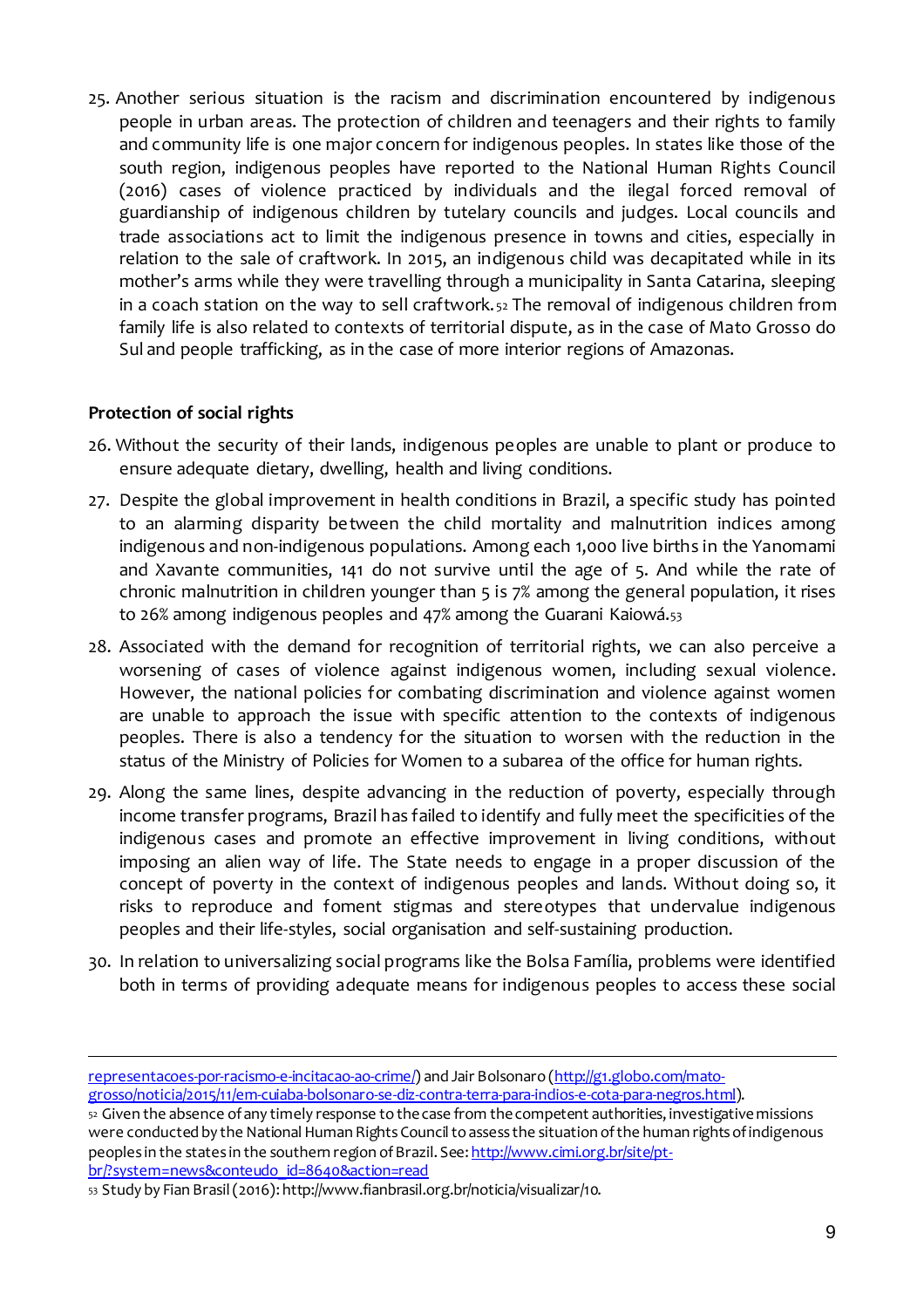25. Another serious situation is the racism and discrimination encountered by indigenous people in urban areas. The protection of children and teenagers and their rights to family and community life is one major concern for indigenous peoples. In states like those of the south region, indigenous peoples have reported to the National Human Rights Council (2016) cases of violence practiced by individuals and the ilegal forced removal of guardianship of indigenous children by tutelary councils and judges. Local councils and trade associations act to limit the indigenous presence in towns and cities, especially in relation to the sale of craftwork. In 2015, an indigenous child was decapitated while in its mother's arms while they were travelling through a municipality in Santa Catarina, sleeping in a coach station on the way to sell craftwork.[52] The removal of indigenous children from family life is also related to contexts of territorial dispute, as in the case of Mato Grosso do Sul and people trafficking, as in the case of more interior regions of Amazonas.

**Protection of social rights**

26. Without the security of their lands, indigenous peoples are unable to plant or produce to ensure adequate dietary, dwelling, health and living conditions.

27. Despite the global improvement in health conditions in Brazil, a specific study has pointed to an alarming disparity between the child mortality and malnutrition indices among indigenous and non-indigenous populations. Among each 1,000 live births in the Yanomami and Xavante communities, 141 do not survive until the age of 5. And while the rate of chronic malnutrition in children younger than 5 is 7% among the general population, it rises to 26% among indigenous peoples and 47% among the Guarani Kaiowá.[53]

28. Associated with the demand for recognition of territorial rights, we can also perceive a worsening of cases of violence against indigenous women, including sexual violence. However, the national policies for combating discrimination and violence against women are unable to approach the issue with specific attention to the contexts of indigenous peoples. There is also a tendency for the situation to worsen with the reduction in the status of the Ministry of Policies for Women to a subarea of the office for human rights.

29. Along the same lines, despite advancing in the reduction of poverty, especially through income transfer programs, Brazil has failed to identify and fully meet the specificities of the indigenous cases and promote an effective improvement in living conditions, without imposing an alien way of life. The State needs to engage in a proper discussion of the concept of poverty in the context of indigenous peoples and lands. Without doing so, it risks to reproduce and foment stigmas and stereotypes that undervalue indigenous peoples and their life-styles, social organisation and self-sustaining production.

30. In relation to universalizing social programs like the Bolsa Família, problems were identified both in terms of providing adequate means for indigenous peoples to access these social

---

representacoes-por-racismo-e-incitacao-ao-crime/) and Jair Bolsonaro (http://g1.globo.com/mato-grosso/noticia/2015/11/em-cuiaba-bolsonaro-se-diz-contra-terra-para-indios-e-cota-para-negros.html).

[52] Given the absence of any timely response to the case from the competent authorities, investigative missions were conducted by the National Human Rights Council to assess the situation of the human rights of indigenous peoples in the states in the southern region of Brazil. See: http://www.cimi.org.br/site/pt-br/?system=news&conteudo_id=8640&action=read

[53] Study by Fian Brasil (2016): http://www.fianbrasil.org.br/noticia/visualizar/10.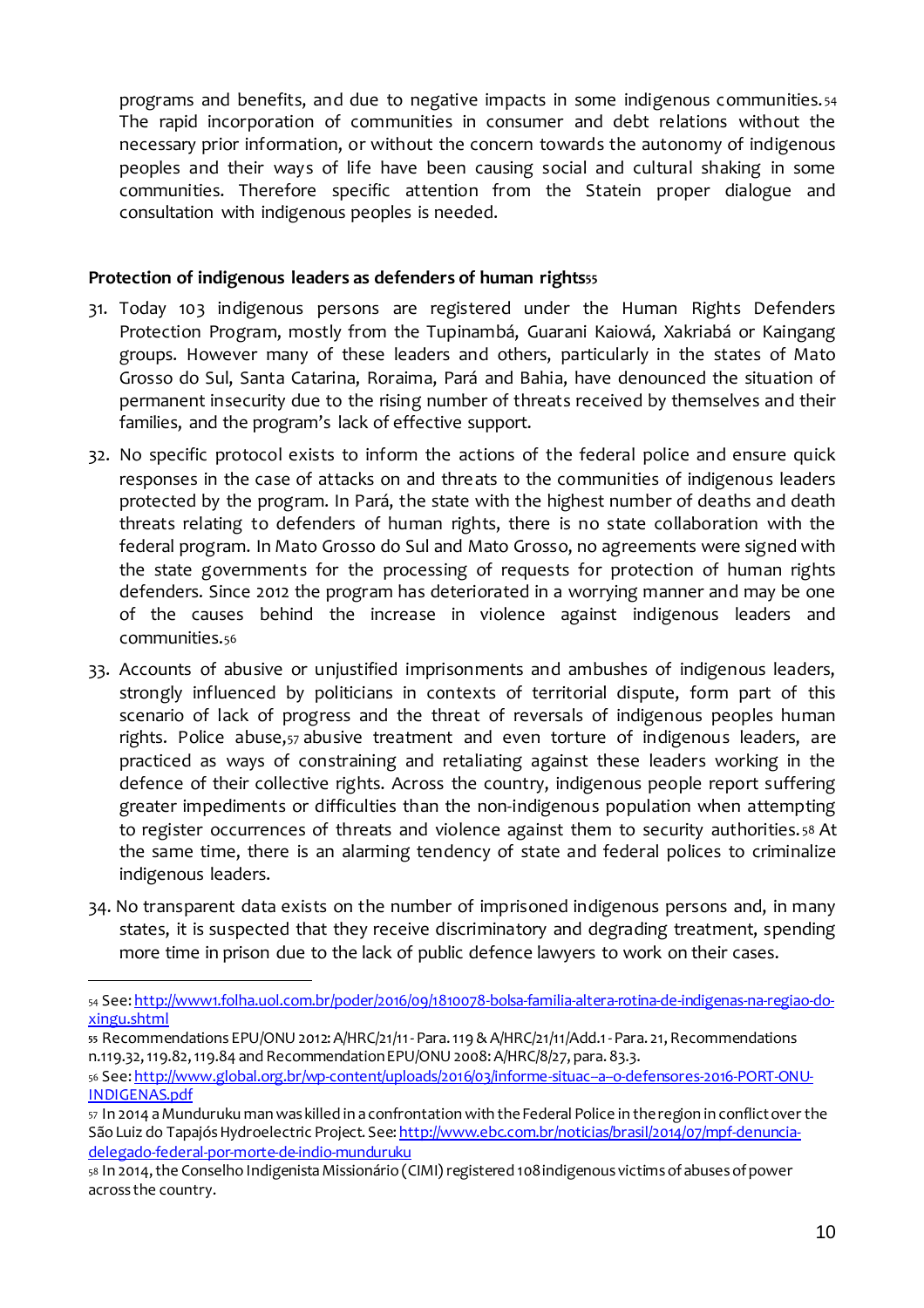programs and benefits, and due to negative impacts in some indigenous communities.[54] The rapid incorporation of communities in consumer and debt relations without the necessary prior information, or without the concern towards the autonomy of indigenous peoples and their ways of life have been causing social and cultural shaking in some communities. Therefore specific attention from the Statein proper dialogue and consultation with indigenous peoples is needed.

**Protection of indigenous leaders as defenders of human rights[55]**

31. Today 103 indigenous persons are registered under the Human Rights Defenders Protection Program, mostly from the Tupinambá, Guarani Kaiowá, Xakriabá or Kaingang groups. However many of these leaders and others, particularly in the states of Mato Grosso do Sul, Santa Catarina, Roraima, Pará and Bahia, have denounced the situation of permanent insecurity due to the rising number of threats received by themselves and their families, and the program's lack of effective support.

32. No specific protocol exists to inform the actions of the federal police and ensure quick responses in the case of attacks on and threats to the communities of indigenous leaders protected by the program. In Pará, the state with the highest number of deaths and death threats relating to defenders of human rights, there is no state collaboration with the federal program. In Mato Grosso do Sul and Mato Grosso, no agreements were signed with the state governments for the processing of requests for protection of human rights defenders. Since 2012 the program has deteriorated in a worrying manner and may be one of the causes behind the increase in violence against indigenous leaders and communities.[56]

33. Accounts of abusive or unjustified imprisonments and ambushes of indigenous leaders, strongly influenced by politicians in contexts of territorial dispute, form part of this scenario of lack of progress and the threat of reversals of indigenous peoples human rights. Police abuse,[57] abusive treatment and even torture of indigenous leaders, are practiced as ways of constraining and retaliating against these leaders working in the defence of their collective rights. Across the country, indigenous people report suffering greater impediments or difficulties than the non-indigenous population when attempting to register occurrences of threats and violence against them to security authorities.[58] At the same time, there is an alarming tendency of state and federal polices to criminalize indigenous leaders.

34. No transparent data exists on the number of imprisoned indigenous persons and, in many states, it is suspected that they receive discriminatory and degrading treatment, spending more time in prison due to the lack of public defence lawyers to work on their cases.

---

[54] See: http://www1.folha.uol.com.br/poder/2016/09/1810078-bolsa-familia-altera-rotina-de-indigenas-na-regiao-do-xingu.shtml

[55] Recommendations EPU/ONU 2012: A/HRC/21/11 - Para. 119 & A/HRC/21/11/Add.1 - Para. 21, Recommendations n.119.32, 119.82, 119.84 and Recommendation EPU/ONU 2008: A/HRC/8/27, para. 83.3.

[56] See: http://www.global.org.br/wp-content/uploads/2016/03/informe-situac--a--o-defensores-2016-PORT-ONU-INDIGENAS.pdf

[57] In 2014 a Munduruku man was killed in a confrontation with the Federal Police in the region in conflict over the São Luiz do Tapajós Hydroelectric Project. See: http://www.ebc.com.br/noticias/brasil/2014/07/mpf-denuncia-delegado-federal-por-morte-de-indio-munduruku

[58] In 2014, the Conselho Indigenista Missionário (CIMI) registered 108 indigenous victims of abuses of power across the country.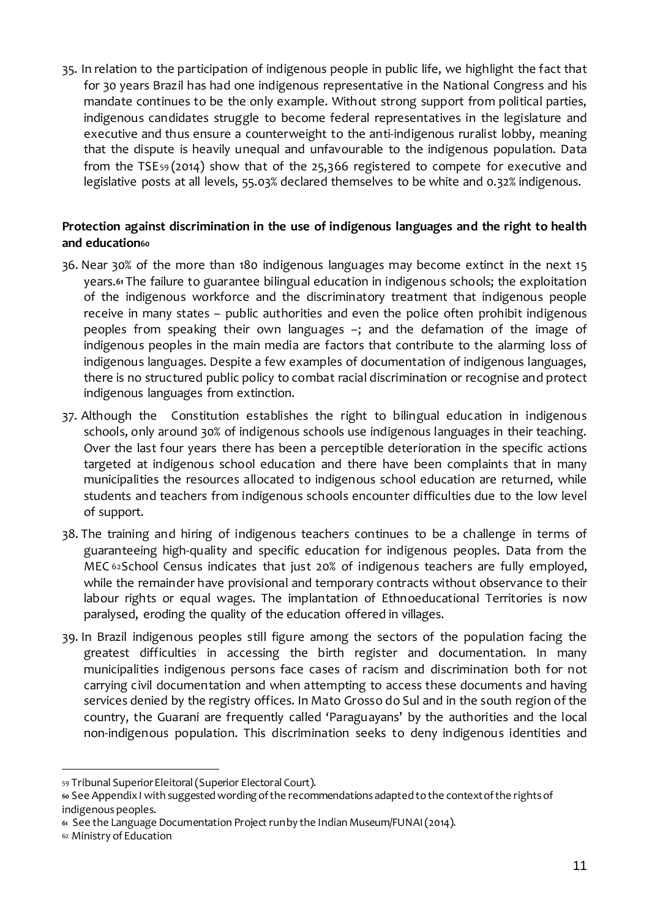35. In relation to the participation of indigenous people in public life, we highlight the fact that for 30 years Brazil has had one indigenous representative in the National Congress and his mandate continues to be the only example. Without strong support from political parties, indigenous candidates struggle to become federal representatives in the legislature and executive and thus ensure a counterweight to the anti-indigenous ruralist lobby, meaning that the dispute is heavily unequal and unfavourable to the indigenous population. Data from the TSE[59] (2014) show that of the 25,366 registered to compete for executive and legislative posts at all levels, 55.03% declared themselves to be white and 0.32% indigenous.

**Protection against discrimination in the use of indigenous languages and the right to health and education[60]**

36. Near 30% of the more than 180 indigenous languages may become extinct in the next 15 years.[61] The failure to guarantee bilingual education in indigenous schools; the exploitation of the indigenous workforce and the discriminatory treatment that indigenous people receive in many states – public authorities and even the police often prohibit indigenous peoples from speaking their own languages –; and the defamation of the image of indigenous peoples in the main media are factors that contribute to the alarming loss of indigenous languages. Despite a few examples of documentation of indigenous languages, there is no structured public policy to combat racial discrimination or recognise and protect indigenous languages from extinction.

37. Although the Constitution establishes the right to bilingual education in indigenous schools, only around 30% of indigenous schools use indigenous languages in their teaching. Over the last four years there has been a perceptible deterioration in the specific actions targeted at indigenous school education and there have been complaints that in many municipalities the resources allocated to indigenous school education are returned, while students and teachers from indigenous schools encounter difficulties due to the low level of support.

38. The training and hiring of indigenous teachers continues to be a challenge in terms of guaranteeing high-quality and specific education for indigenous peoples. Data from the MEC [62] School Census indicates that just 20% of indigenous teachers are fully employed, while the remainder have provisional and temporary contracts without observance to their labour rights or equal wages. The implantation of Ethnoeducational Territories is now paralysed, eroding the quality of the education offered in villages.

39. In Brazil indigenous peoples still figure among the sectors of the population facing the greatest difficulties in accessing the birth register and documentation. In many municipalities indigenous persons face cases of racism and discrimination both for not carrying civil documentation and when attempting to access these documents and having services denied by the registry offices. In Mato Grosso do Sul and in the south region of the country, the Guarani are frequently called 'Paraguayans' by the authorities and the local non-indigenous population. This discrimination seeks to deny indigenous identities and

---

[59] Tribunal Superior Eleitoral (Superior Electoral Court).

[60] See Appendix I with suggested wording of the recommendations adapted to the context of the rights of indigenous peoples.

[61] See the Language Documentation Project run by the Indian Museum/FUNAI (2014).

[62] Ministry of Education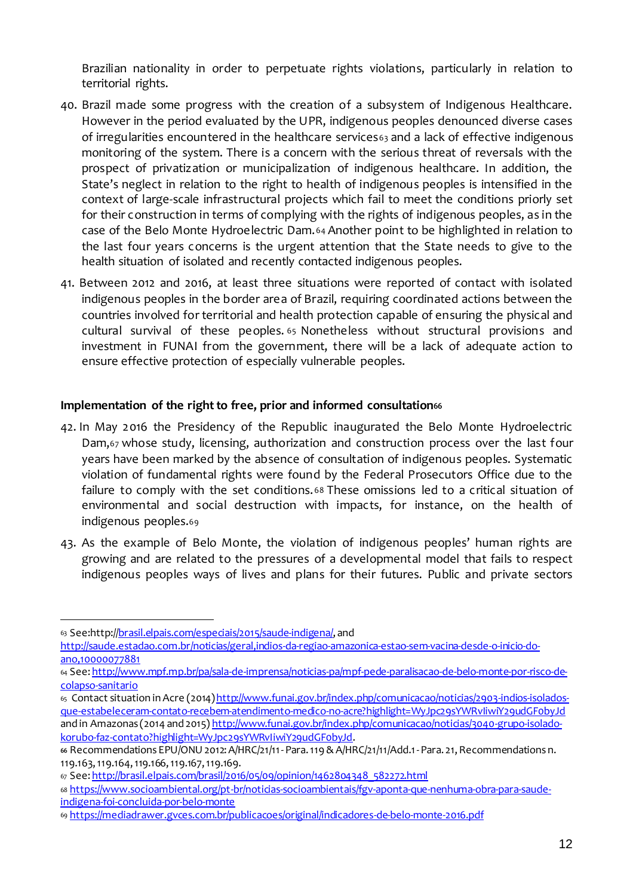Brazilian nationality in order to perpetuate rights violations, particularly in relation to territorial rights.

40. Brazil made some progress with the creation of a subsystem of Indigenous Healthcare. However in the period evaluated by the UPR, indigenous peoples denounced diverse cases of irregularities encountered in the healthcare services[63] and a lack of effective indigenous monitoring of the system. There is a concern with the serious threat of reversals with the prospect of privatization or municipalization of indigenous healthcare. In addition, the State's neglect in relation to the right to health of indigenous peoples is intensified in the context of large-scale infrastructural projects which fail to meet the conditions priorly set for their construction in terms of complying with the rights of indigenous peoples, as in the case of the Belo Monte Hydroelectric Dam.[64] Another point to be highlighted in relation to the last four years concerns is the urgent attention that the State needs to give to the health situation of isolated and recently contacted indigenous peoples.

41. Between 2012 and 2016, at least three situations were reported of contact with isolated indigenous peoples in the border area of Brazil, requiring coordinated actions between the countries involved for territorial and health protection capable of ensuring the physical and cultural survival of these peoples.[65] Nonetheless without structural provisions and investment in FUNAI from the government, there will be a lack of adequate action to ensure effective protection of especially vulnerable peoples.

**Implementation of the right to free, prior and informed consultation**[66]

42. In May 2016 the Presidency of the Republic inaugurated the Belo Monte Hydroelectric Dam,[67] whose study, licensing, authorization and construction process over the last four years have been marked by the absence of consultation of indigenous peoples. Systematic violation of fundamental rights were found by the Federal Prosecutors Office due to the failure to comply with the set conditions.[68] These omissions led to a critical situation of environmental and social destruction with impacts, for instance, on the health of indigenous peoples.[69]

43. As the example of Belo Monte, the violation of indigenous peoples' human rights are growing and are related to the pressures of a developmental model that fails to respect indigenous peoples ways of lives and plans for their futures. Public and private sectors

---

[63] See:http://brasil.elpais.com/especiais/2015/saude-indigena/, and http://saude.estadao.com.br/noticias/geral,indios-da-regiao-amazonica-estao-sem-vacina-desde-o-inicio-do-ano,10000077881

[64] See: http://www.mpf.mp.br/pa/sala-de-imprensa/noticias-pa/mpf-pede-paralisacao-de-belo-monte-por-risco-de-colapso-sanitario

[65] Contact situation in Acre (2014) http://www.funai.gov.br/index.php/comunicacao/noticias/2903-indios-isolados-que-estabeleceram-contato-recebem-atendimento-medico-no-acre?highlight=WyJpc29sYWRvIiwiY29udGF0byJd and in Amazonas (2014 and 2015) http://www.funai.gov.br/index.php/comunicacao/noticias/3040-grupo-isolado-korubo-faz-contato?highlight=WyJpc29sYWRvIiwiY29udGF0byJd.

[66] Recommendations EPU/ONU 2012: A/HRC/21/11 - Para. 119 & A/HRC/21/11/Add.1 - Para. 21, Recommendations n. 119.163, 119.164, 119.166, 119.167, 119.169.

[67] See: http://brasil.elpais.com/brasil/2016/05/09/opinion/1462804348_582272.html

[68] https://www.socioambiental.org/pt-br/noticias-socioambientais/fgv-aponta-que-nenhuma-obra-para-saude-indigena-foi-concluida-por-belo-monte

[69] https://mediadrawer.gvces.com.br/publicacoes/original/indicadores-de-belo-monte-2016.pdf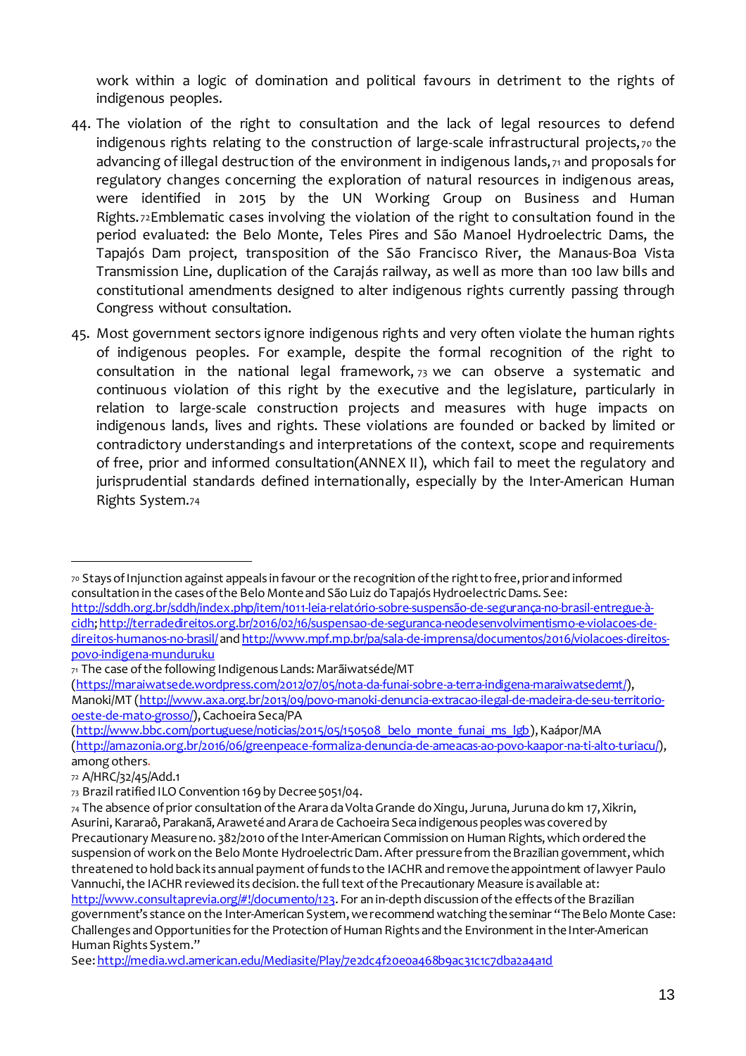work within a logic of domination and political favours in detriment to the rights of indigenous peoples.

44. The violation of the right to consultation and the lack of legal resources to defend indigenous rights relating to the construction of large-scale infrastructural projects,[70] the advancing of illegal destruction of the environment in indigenous lands,[71] and proposals for regulatory changes concerning the exploration of natural resources in indigenous areas, were identified in 2015 by the UN Working Group on Business and Human Rights.[72] Emblematic cases involving the violation of the right to consultation found in the period evaluated: the Belo Monte, Teles Pires and São Manoel Hydroelectric Dams, the Tapajós Dam project, transposition of the São Francisco River, the Manaus-Boa Vista Transmission Line, duplication of the Carajás railway, as well as more than 100 law bills and constitutional amendments designed to alter indigenous rights currently passing through Congress without consultation.

45. Most government sectors ignore indigenous rights and very often violate the human rights of indigenous peoples. For example, despite the formal recognition of the right to consultation in the national legal framework,[73] we can observe a systematic and continuous violation of this right by the executive and the legislature, particularly in relation to large-scale construction projects and measures with huge impacts on indigenous lands, lives and rights. These violations are founded or backed by limited or contradictory understandings and interpretations of the context, scope and requirements of free, prior and informed consultation(ANNEX II), which fail to meet the regulatory and jurisprudential standards defined internationally, especially by the Inter-American Human Rights System.[74]

---

[70] Stays of Injunction against appeals in favour or the recognition of the right to free, prior and informed consultation in the cases of the Belo Monte and São Luiz do Tapajós Hydroelectric Dams. See: http://sddh.org.br/sddh/index.php/item/1011-leia-relatório-sobre-suspensão-de-segurança-no-brasil-entregue-à-cidh; http://terradedireitos.org.br/2016/02/16/suspensao-de-seguranca-neodesenvolvimentismo-e-violacoes-de-direitos-humanos-no-brasil/ and http://www.mpf.mp.br/pa/sala-de-imprensa/documentos/2016/violacoes-direitos-povo-indigena-munduruku

[71] The case of the following Indigenous Lands: Marãiwatséde/MT (https://maraiwatsede.wordpress.com/2012/07/05/nota-da-funai-sobre-a-terra-indigena-maraiwatsedemt/), Manoki/MT (http://www.axa.org.br/2013/09/povo-manoki-denuncia-extracao-ilegal-de-madeira-de-seu-territorio-oeste-de-mato-grosso/), Cachoeira Seca/PA (http://www.bbc.com/portuguese/noticias/2015/05/150508_belo_monte_funai_ms_lgb), Kaápor/MA (http://amazonia.org.br/2016/06/greenpeace-formaliza-denuncia-de-ameacas-ao-povo-kaapor-na-ti-alto-turiacu/), among others.

[72] A/HRC/32/45/Add.1

[73] Brazil ratified ILO Convention 169 by Decree 5051/04.

[74] The absence of prior consultation of the Arara da Volta Grande do Xingu, Juruna, Juruna do km 17, Xikrin, Asurini, Kararaô, Parakanã, Araweté and Arara de Cachoeira Seca indigenous peoples was covered by Precautionary Measure no. 382/2010 of the Inter-American Commission on Human Rights, which ordered the suspension of work on the Belo Monte Hydroelectric Dam. After pressure from the Brazilian government, which threatened to hold back its annual payment of funds to the IACHR and remove the appointment of lawyer Paulo Vannuchi, the IACHR reviewed its decision. the full text of the Precautionary Measure is available at: http://www.consultaprevia.org/#!/documento/123. For an in-depth discussion of the effects of the Brazilian government's stance on the Inter-American System, we recommend watching the seminar "The Belo Monte Case: Challenges and Opportunities for the Protection of Human Rights and the Environment in the Inter-American Human Rights System."
See: http://media.wcl.american.edu/Mediasite/Play/7e2dc4f20e0a468b9ac31c1c7dba2a4a1d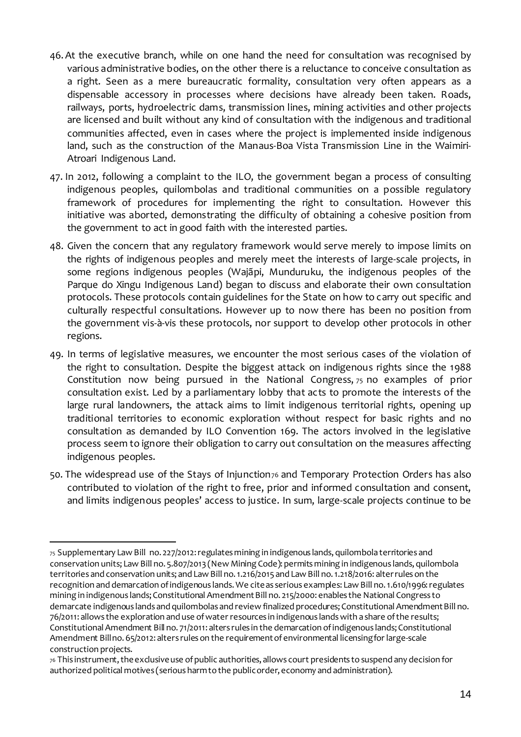46. At the executive branch, while on one hand the need for consultation was recognised by various administrative bodies, on the other there is a reluctance to conceive consultation as a right. Seen as a mere bureaucratic formality, consultation very often appears as a dispensable accessory in processes where decisions have already been taken. Roads, railways, ports, hydroelectric dams, transmission lines, mining activities and other projects are licensed and built without any kind of consultation with the indigenous and traditional communities affected, even in cases where the project is implemented inside indigenous land, such as the construction of the Manaus-Boa Vista Transmission Line in the Waimiri-Atroari Indigenous Land.

47. In 2012, following a complaint to the ILO, the government began a process of consulting indigenous peoples, quilombolas and traditional communities on a possible regulatory framework of procedures for implementing the right to consultation. However this initiative was aborted, demonstrating the difficulty of obtaining a cohesive position from the government to act in good faith with the interested parties.

48. Given the concern that any regulatory framework would serve merely to impose limits on the rights of indigenous peoples and merely meet the interests of large-scale projects, in some regions indigenous peoples (Wajãpi, Munduruku, the indigenous peoples of the Parque do Xingu Indigenous Land) began to discuss and elaborate their own consultation protocols. These protocols contain guidelines for the State on how to carry out specific and culturally respectful consultations. However up to now there has been no position from the government vis-à-vis these protocols, nor support to develop other protocols in other regions.

49. In terms of legislative measures, we encounter the most serious cases of the violation of the right to consultation. Despite the biggest attack on indigenous rights since the 1988 Constitution now being pursued in the National Congress, [75] no examples of prior consultation exist. Led by a parliamentary lobby that acts to promote the interests of the large rural landowners, the attack aims to limit indigenous territorial rights, opening up traditional territories to economic exploration without respect for basic rights and no consultation as demanded by ILO Convention 169. The actors involved in the legislative process seem to ignore their obligation to carry out consultation on the measures affecting indigenous peoples.

50. The widespread use of the Stays of Injunction[76] and Temporary Protection Orders has also contributed to violation of the right to free, prior and informed consultation and consent, and limits indigenous peoples' access to justice. In sum, large-scale projects continue to be

---

[75] Supplementary Law Bill no. 227/2012: regulates mining in indigenous lands, quilombola territories and conservation units; Law Bill no. 5.807/2013 (New Mining Code): permits mining in indigenous lands, quilombola territories and conservation units; and Law Bill no. 1.216/2015 and Law Bill no. 1.218/2016: alter rules on the recognition and demarcation of indigenous lands. We cite as serious examples: Law Bill no. 1.610/1996: regulates mining in indigenous lands; Constitutional Amendment Bill no. 215/2000: enables the National Congress to demarcate indigenous lands and quilombolas and review finalized procedures; Constitutional Amendment Bill no. 76/2011: allows the exploration and use of water resources in indigenous lands with a share of the results; Constitutional Amendment Bill no. 71/2011: alters rules in the demarcation of indigenous lands; Constitutional Amendment Bill no. 65/2012: alters rules on the requirement of environmental licensing for large-scale construction projects.

[76] This instrument, the exclusive use of public authorities, allows court presidents to suspend any decision for authorized political motives (serious harm to the public order, economy and administration).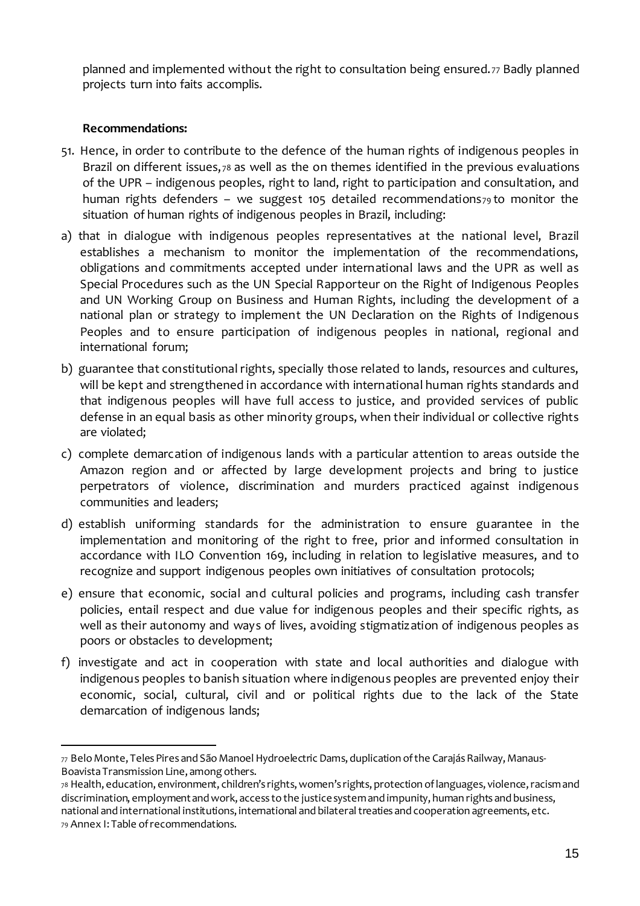planned and implemented without the right to consultation being ensured.[77] Badly planned projects turn into faits accomplis.

**Recommendations:**

51. Hence, in order to contribute to the defence of the human rights of indigenous peoples in Brazil on different issues,[78] as well as the on themes identified in the previous evaluations of the UPR – indigenous peoples, right to land, right to participation and consultation, and human rights defenders – we suggest 105 detailed recommendations[79] to monitor the situation of human rights of indigenous peoples in Brazil, including:

a) that in dialogue with indigenous peoples representatives at the national level, Brazil establishes a mechanism to monitor the implementation of the recommendations, obligations and commitments accepted under international laws and the UPR as well as Special Procedures such as the UN Special Rapporteur on the Right of Indigenous Peoples and UN Working Group on Business and Human Rights, including the development of a national plan or strategy to implement the UN Declaration on the Rights of Indigenous Peoples and to ensure participation of indigenous peoples in national, regional and international forum;

b) guarantee that constitutional rights, specially those related to lands, resources and cultures, will be kept and strengthened in accordance with international human rights standards and that indigenous peoples will have full access to justice, and provided services of public defense in an equal basis as other minority groups, when their individual or collective rights are violated;

c) complete demarcation of indigenous lands with a particular attention to areas outside the Amazon region and or affected by large development projects and bring to justice perpetrators of violence, discrimination and murders practiced against indigenous communities and leaders;

d) establish uniforming standards for the administration to ensure guarantee in the implementation and monitoring of the right to free, prior and informed consultation in accordance with ILO Convention 169, including in relation to legislative measures, and to recognize and support indigenous peoples own initiatives of consultation protocols;

e) ensure that economic, social and cultural policies and programs, including cash transfer policies, entail respect and due value for indigenous peoples and their specific rights, as well as their autonomy and ways of lives, avoiding stigmatization of indigenous peoples as poors or obstacles to development;

f) investigate and act in cooperation with state and local authorities and dialogue with indigenous peoples to banish situation where indigenous peoples are prevented enjoy their economic, social, cultural, civil and or political rights due to the lack of the State demarcation of indigenous lands;

---

[77] Belo Monte, Teles Pires and São Manoel Hydroelectric Dams, duplication of the Carajás Railway, Manaus-Boavista Transmission Line, among others.

[78] Health, education, environment, children's rights, women's rights, protection of languages, violence, racism and discrimination, employment and work, access to the justice system and impunity, human rights and business, national and international institutions, international and bilateral treaties and cooperation agreements, etc.

[79] Annex I: Table of recommendations.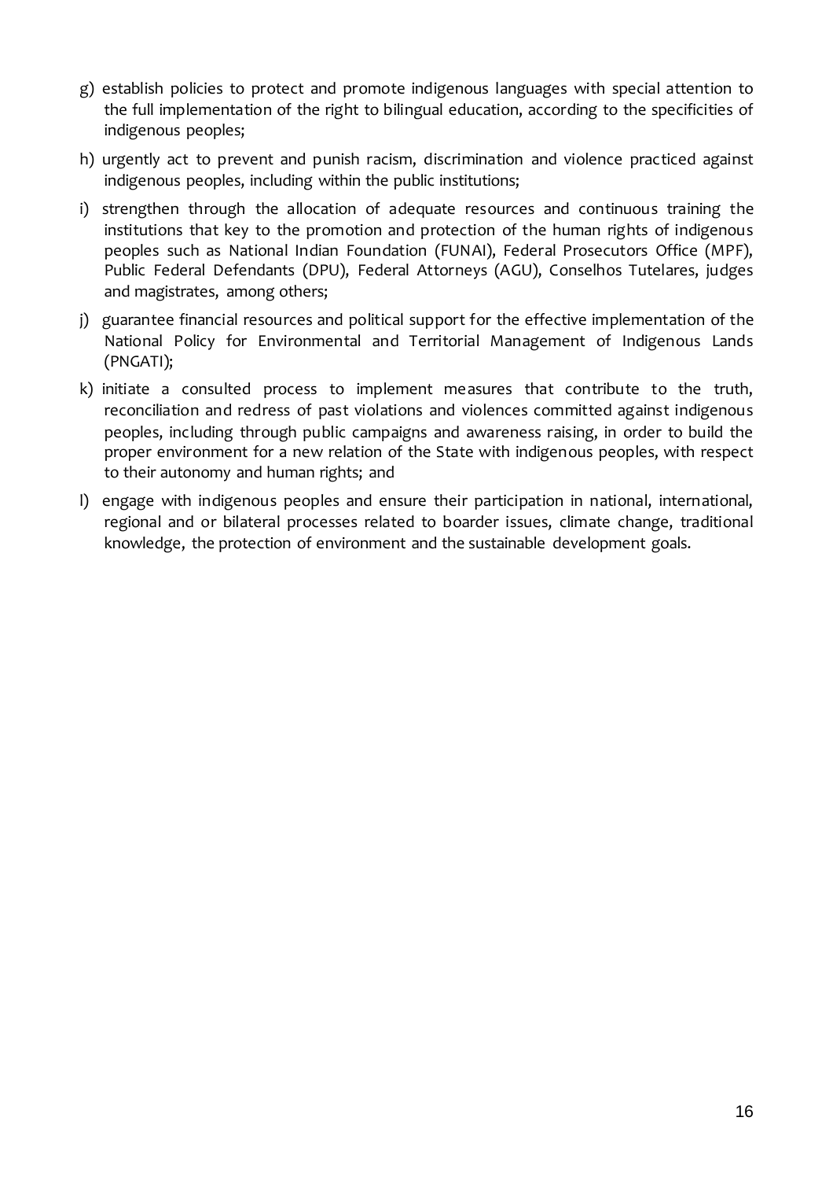g) establish policies to protect and promote indigenous languages with special attention to the full implementation of the right to bilingual education, according to the specificities of indigenous peoples;

h) urgently act to prevent and punish racism, discrimination and violence practiced against indigenous peoples, including within the public institutions;

i) strengthen through the allocation of adequate resources and continuous training the institutions that key to the promotion and protection of the human rights of indigenous peoples such as National Indian Foundation (FUNAI), Federal Prosecutors Office (MPF), Public Federal Defendants (DPU), Federal Attorneys (AGU), Conselhos Tutelares, judges and magistrates, among others;

j) guarantee financial resources and political support for the effective implementation of the National Policy for Environmental and Territorial Management of Indigenous Lands (PNGATI);

k) initiate a consulted process to implement measures that contribute to the truth, reconciliation and redress of past violations and violences committed against indigenous peoples, including through public campaigns and awareness raising, in order to build the proper environment for a new relation of the State with indigenous peoples, with respect to their autonomy and human rights; and

l) engage with indigenous peoples and ensure their participation in national, international, regional and or bilateral processes related to boarder issues, climate change, traditional knowledge, the protection of environment and the sustainable development goals.